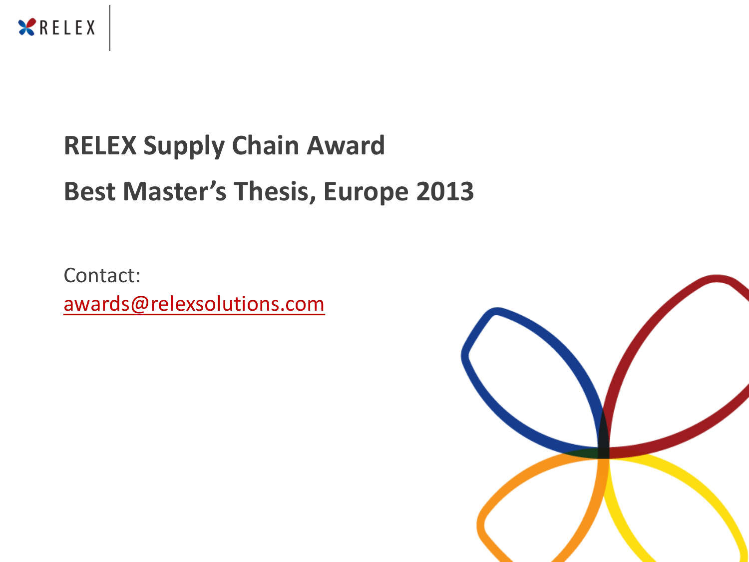# RELEX Supply Chain Award

# Best Master's Thesis, Europe 2013

Contact:
awards@relexsolutions.com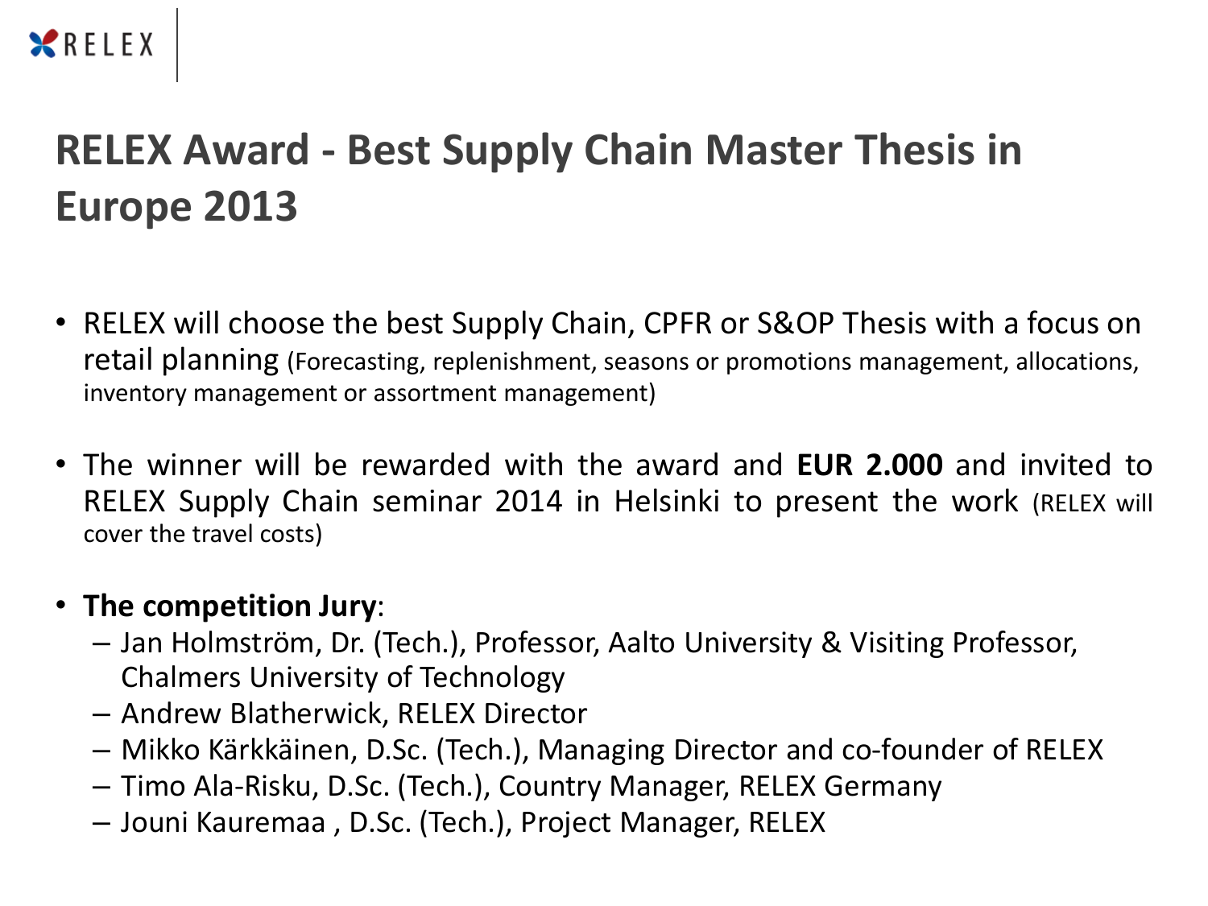# RELEX Award - Best Supply Chain Master Thesis in Europe 2013

- RELEX will choose the best Supply Chain, CPFR or S&OP Thesis with a focus on retail planning (Forecasting, replenishment, seasons or promotions management, allocations, inventory management or assortment management)

- The winner will be rewarded with the award and **EUR 2.000** and invited to RELEX Supply Chain seminar 2014 in Helsinki to present the work (RELEX will cover the travel costs)

- **The competition Jury**:
  - Jan Holmström, Dr. (Tech.), Professor, Aalto University & Visiting Professor, Chalmers University of Technology
  - Andrew Blatherwick, RELEX Director
  - Mikko Kärkkäinen, D.Sc. (Tech.), Managing Director and co-founder of RELEX
  - Timo Ala-Risku, D.Sc. (Tech.), Country Manager, RELEX Germany
  - Jouni Kauremaa , D.Sc. (Tech.), Project Manager, RELEX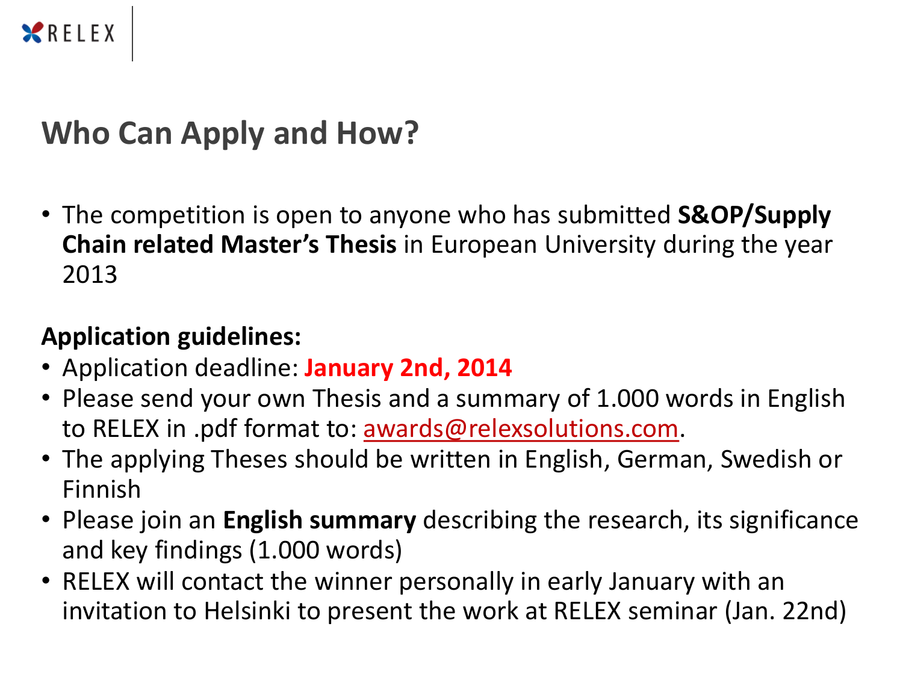# Who Can Apply and How?

- The competition is open to anyone who has submitted **S&OP/Supply Chain related Master's Thesis** in European University during the year 2013

**Application guidelines:**

- Application deadline: **January 2nd, 2014**
- Please send your own Thesis and a summary of 1.000 words in English to RELEX in .pdf format to: awards@relexsolutions.com.
- The applying Theses should be written in English, German, Swedish or Finnish
- Please join an **English summary** describing the research, its significance and key findings (1.000 words)
- RELEX will contact the winner personally in early January with an invitation to Helsinki to present the work at RELEX seminar (Jan. 22nd)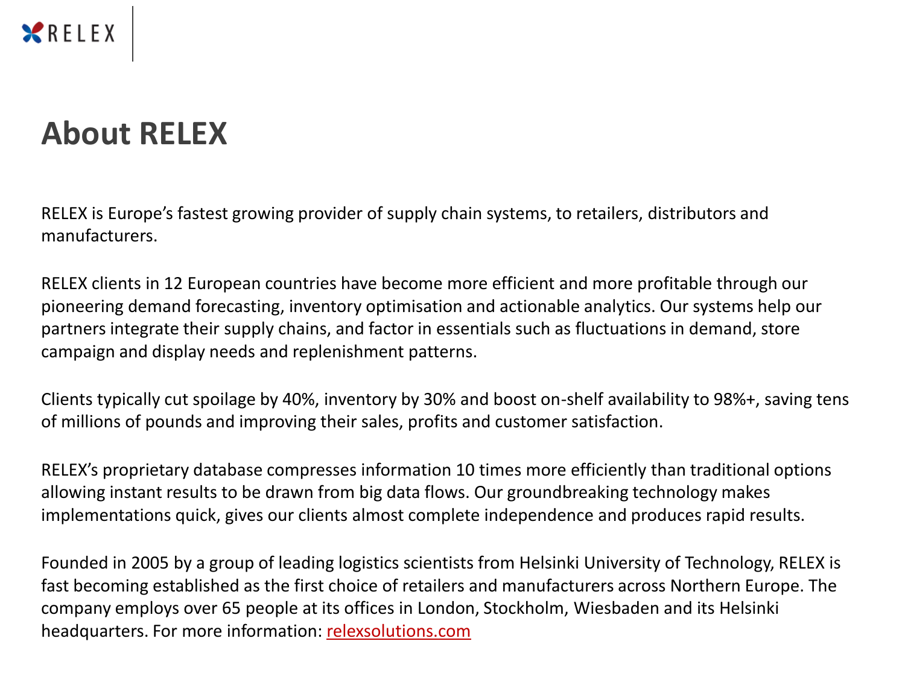RELEX

# About RELEX

RELEX is Europe's fastest growing provider of supply chain systems, to retailers, distributors and manufacturers.

RELEX clients in 12 European countries have become more efficient and more profitable through our pioneering demand forecasting, inventory optimisation and actionable analytics. Our systems help our partners integrate their supply chains, and factor in essentials such as fluctuations in demand, store campaign and display needs and replenishment patterns.

Clients typically cut spoilage by 40%, inventory by 30% and boost on-shelf availability to 98%+, saving tens of millions of pounds and improving their sales, profits and customer satisfaction.

RELEX's proprietary database compresses information 10 times more efficiently than traditional options allowing instant results to be drawn from big data flows. Our groundbreaking technology makes implementations quick, gives our clients almost complete independence and produces rapid results.

Founded in 2005 by a group of leading logistics scientists from Helsinki University of Technology, RELEX is fast becoming established as the first choice of retailers and manufacturers across Northern Europe. The company employs over 65 people at its offices in London, Stockholm, Wiesbaden and its Helsinki headquarters. For more information: relexsolutions.com